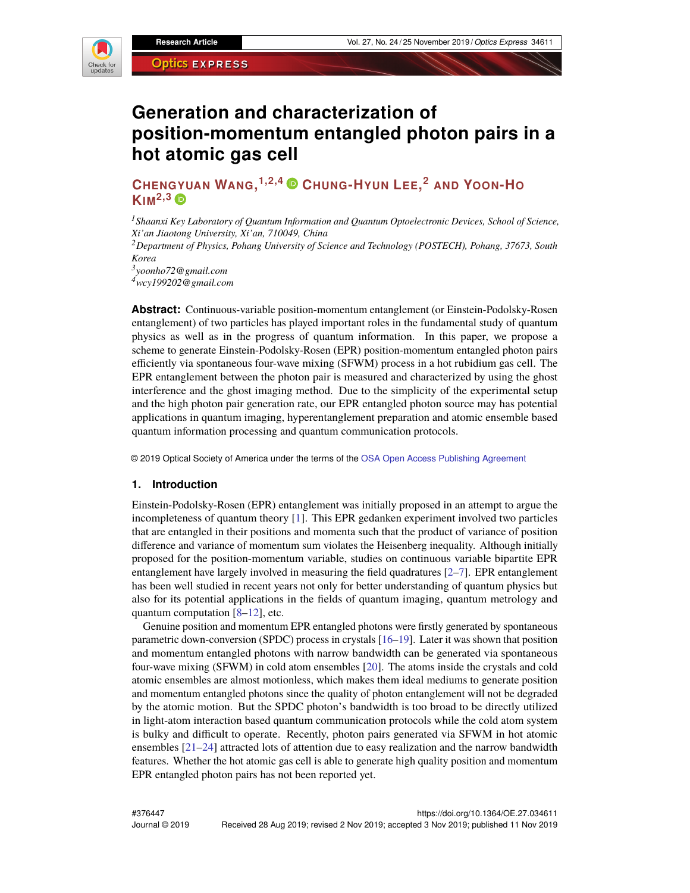# Generation and characterization of position-momentum entangled photon pairs in a hot atomic gas cell

**CHENGYUAN WANG,[1,2,4] CHUNG-HYUN LEE,[2] AND YOON-HO KIM[2,3]**

[1] *Shaanxi Key Laboratory of Quantum Information and Quantum Optoelectronic Devices, School of Science, Xi'an Jiaotong University, Xi'an, 710049, China*
[2] *Department of Physics, Pohang University of Science and Technology (POSTECH), Pohang, 37673, South Korea*
[3] *yoonho72@gmail.com*
[4] *wcy199202@gmail.com*

**Abstract:** Continuous-variable position-momentum entanglement (or Einstein-Podolsky-Rosen entanglement) of two particles has played important roles in the fundamental study of quantum physics as well as in the progress of quantum information. In this paper, we propose a scheme to generate Einstein-Podolsky-Rosen (EPR) position-momentum entangled photon pairs efficiently via spontaneous four-wave mixing (SFWM) process in a hot rubidium gas cell. The EPR entanglement between the photon pair is measured and characterized by using the ghost interference and the ghost imaging method. Due to the simplicity of the experimental setup and the high photon pair generation rate, our EPR entangled photon source may has potential applications in quantum imaging, hyperentanglement preparation and atomic ensemble based quantum information processing and quantum communication protocols.

© 2019 Optical Society of America under the terms of the OSA Open Access Publishing Agreement

## 1. Introduction

Einstein-Podolsky-Rosen (EPR) entanglement was initially proposed in an attempt to argue the incompleteness of quantum theory [1]. This EPR gedanken experiment involved two particles that are entangled in their positions and momenta such that the product of variance of position difference and variance of momentum sum violates the Heisenberg inequality. Although initially proposed for the position-momentum variable, studies on continuous variable bipartite EPR entanglement have largely involved in measuring the field quadratures [2–7]. EPR entanglement has been well studied in recent years not only for better understanding of quantum physics but also for its potential applications in the fields of quantum imaging, quantum metrology and quantum computation [8–12], etc.

Genuine position and momentum EPR entangled photons were firstly generated by spontaneous parametric down-conversion (SPDC) process in crystals [16–19]. Later it was shown that position and momentum entangled photons with narrow bandwidth can be generated via spontaneous four-wave mixing (SFWM) in cold atom ensembles [20]. The atoms inside the crystals and cold atomic ensembles are almost motionless, which makes them ideal mediums to generate position and momentum entangled photons since the quality of photon entanglement will not be degraded by the atomic motion. But the SPDC photon's bandwidth is too broad to be directly utilized in light-atom interaction based quantum communication protocols while the cold atom system is bulky and difficult to operate. Recently, photon pairs generated via SFWM in hot atomic ensembles [21–24] attracted lots of attention due to easy realization and the narrow bandwidth features. Whether the hot atomic gas cell is able to generate high quality position and momentum EPR entangled photon pairs has not been reported yet.

#376447
Journal © 2019

https://doi.org/10.1364/OE.27.034611
Received 28 Aug 2019; revised 2 Nov 2019; accepted 3 Nov 2019; published 11 Nov 2019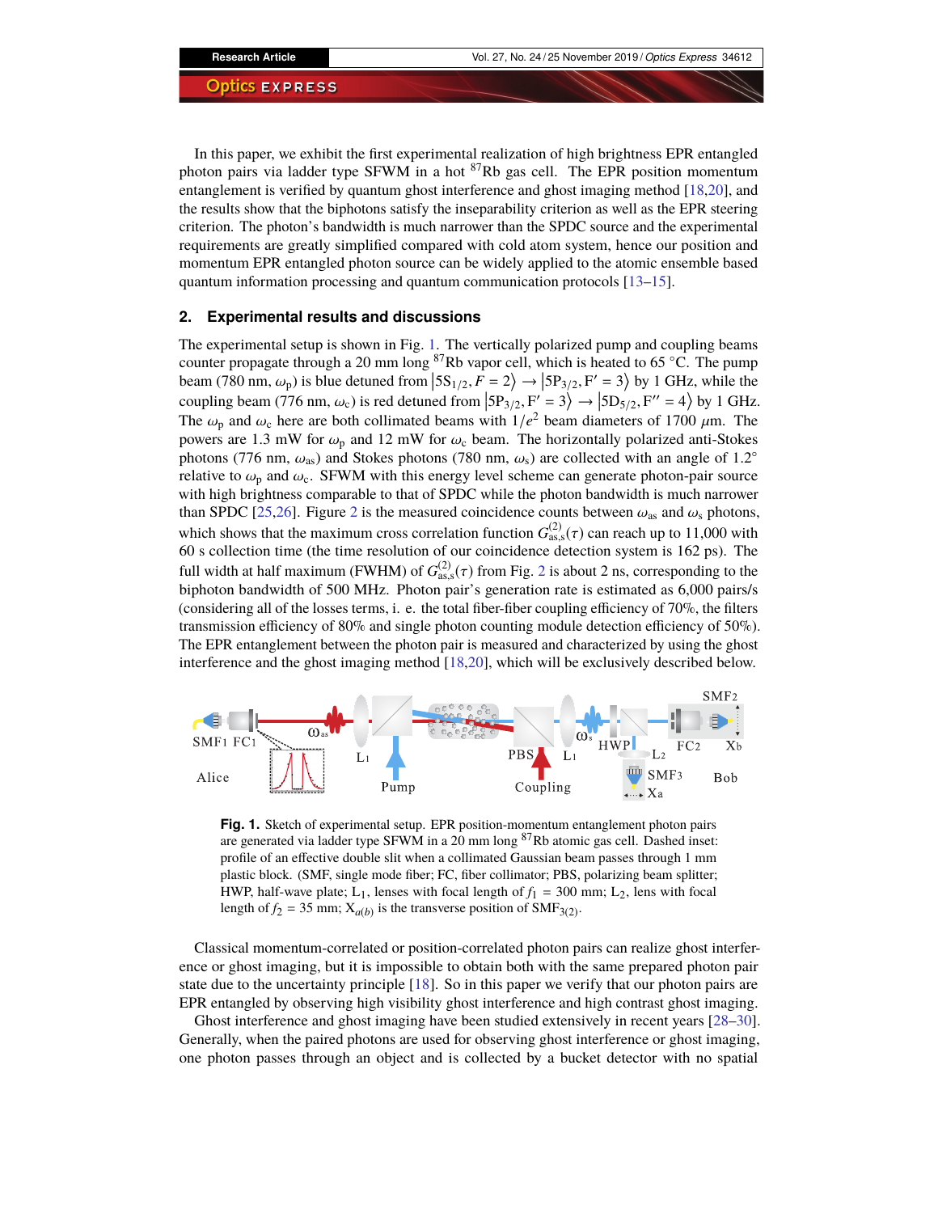In this paper, we exhibit the first experimental realization of high brightness EPR entangled photon pairs via ladder type SFWM in a hot $^{87}$Rb gas cell. The EPR position momentum entanglement is verified by quantum ghost interference and ghost imaging method [18,20], and the results show that the biphotons satisfy the inseparability criterion as well as the EPR steering criterion. The photon's bandwidth is much narrower than the SPDC source and the experimental requirements are greatly simplified compared with cold atom system, hence our position and momentum EPR entangled photon source can be widely applied to the atomic ensemble based quantum information processing and quantum communication protocols [13–15].

## 2. Experimental results and discussions

The experimental setup is shown in Fig. 1. The vertically polarized pump and coupling beams counter propagate through a 20 mm long $^{87}$Rb vapor cell, which is heated to 65 °C. The pump beam (780 nm, $\omega_p$) is blue detuned from $|5S_{1/2}, F = 2\rangle \rightarrow |5P_{3/2}, F' = 3\rangle$ by 1 GHz, while the coupling beam (776 nm, $\omega_c$) is red detuned from $|5P_{3/2}, F' = 3\rangle \rightarrow |5D_{5/2}, F'' = 4\rangle$ by 1 GHz. The $\omega_p$ and $\omega_c$ here are both collimated beams with $1/e^2$ beam diameters of 1700 $\mu$m. The powers are 1.3 mW for $\omega_p$ and 12 mW for $\omega_c$ beam. The horizontally polarized anti-Stokes photons (776 nm, $\omega_{as}$) and Stokes photons (780 nm, $\omega_s$) are collected with an angle of 1.2° relative to $\omega_p$ and $\omega_c$. SFWM with this energy level scheme can generate photon-pair source with high brightness comparable to that of SPDC while the photon bandwidth is much narrower than SPDC [25,26]. Figure 2 is the measured coincidence counts between $\omega_{as}$ and $\omega_s$ photons, which shows that the maximum cross correlation function $G^{(2)}_{as,s}(\tau)$ can reach up to 11,000 with 60 s collection time (the time resolution of our coincidence detection system is 162 ps). The full width at half maximum (FWHM) of $G^{(2)}_{as,s}(\tau)$ from Fig. 2 is about 2 ns, corresponding to the biphoton bandwidth of 500 MHz. Photon pair's generation rate is estimated as 6,000 pairs/s (considering all of the losses terms, i. e. the total fiber-fiber coupling efficiency of 70%, the filters transmission efficiency of 80% and single photon counting module detection efficiency of 50%). The EPR entanglement between the photon pair is measured and characterized by using the ghost interference and the ghost imaging method [18,20], which will be exclusively described below.

**Fig. 1.** Sketch of experimental setup. EPR position-momentum entanglement photon pairs are generated via ladder type SFWM in a 20 mm long $^{87}$Rb atomic gas cell. Dashed inset: profile of an effective double slit when a collimated Gaussian beam passes through 1 mm plastic block. (SMF, single mode fiber; FC, fiber collimator; PBS, polarizing beam splitter; HWP, half-wave plate; L$_1$, lenses with focal length of $f_1$ = 300 mm; L$_2$, lens with focal length of $f_2$ = 35 mm; $X_{a(b)}$ is the transverse position of SMF$_{3(2)}$.

Classical momentum-correlated or position-correlated photon pairs can realize ghost interference or ghost imaging, but it is impossible to obtain both with the same prepared photon pair state due to the uncertainty principle [18]. So in this paper we verify that our photon pairs are EPR entangled by observing high visibility ghost interference and high contrast ghost imaging.

Ghost interference and ghost imaging have been studied extensively in recent years [28–30]. Generally, when the paired photons are used for observing ghost interference or ghost imaging, one photon passes through an object and is collected by a bucket detector with no spatial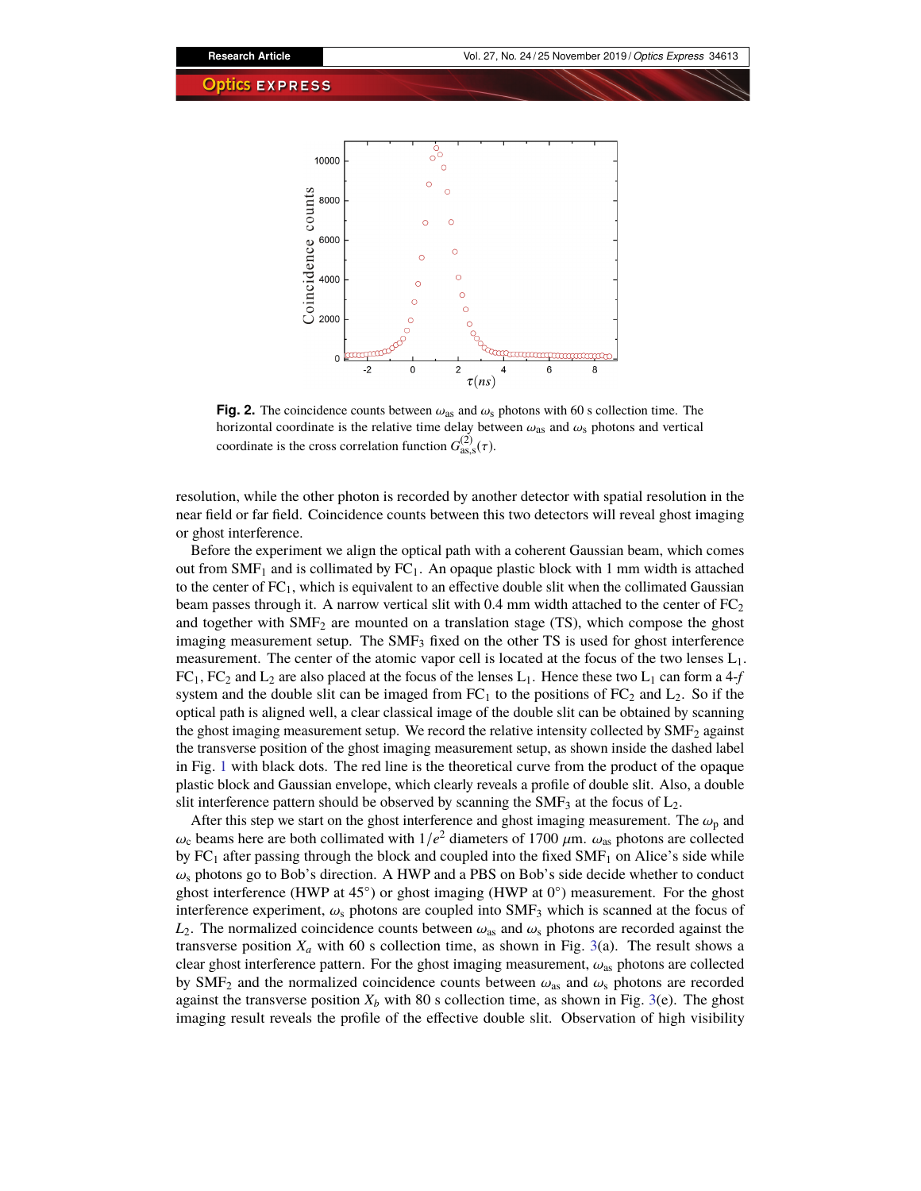**Fig. 2.** The coincidence counts between $\omega_{\mathrm{as}}$ and $\omega_{\mathrm{s}}$ photons with 60 s collection time. The horizontal coordinate is the relative time delay between $\omega_{\mathrm{as}}$ and $\omega_{\mathrm{s}}$ photons and vertical coordinate is the cross correlation function $G^{(2)}_{\mathrm{as,s}}(\tau)$.

resolution, while the other photon is recorded by another detector with spatial resolution in the near field or far field. Coincidence counts between this two detectors will reveal ghost imaging or ghost interference.

Before the experiment we align the optical path with a coherent Gaussian beam, which comes out from $\mathrm{SMF}_1$ and is collimated by $\mathrm{FC}_1$. An opaque plastic block with 1 mm width is attached to the center of $\mathrm{FC}_1$, which is equivalent to an effective double slit when the collimated Gaussian beam passes through it. A narrow vertical slit with 0.4 mm width attached to the center of $\mathrm{FC}_2$ and together with $\mathrm{SMF}_2$ are mounted on a translation stage (TS), which compose the ghost imaging measurement setup. The $\mathrm{SMF}_3$ fixed on the other TS is used for ghost interference measurement. The center of the atomic vapor cell is located at the focus of the two lenses $\mathrm{L}_1$. $\mathrm{FC}_1$, $\mathrm{FC}_2$ and $\mathrm{L}_2$ are also placed at the focus of the lenses $\mathrm{L}_1$. Hence these two $\mathrm{L}_1$ can form a 4-$f$ system and the double slit can be imaged from $\mathrm{FC}_1$ to the positions of $\mathrm{FC}_2$ and $\mathrm{L}_2$. So if the optical path is aligned well, a clear classical image of the double slit can be obtained by scanning the ghost imaging measurement setup. We record the relative intensity collected by $\mathrm{SMF}_2$ against the transverse position of the ghost imaging measurement setup, as shown inside the dashed label in Fig. 1 with black dots. The red line is the theoretical curve from the product of the opaque plastic block and Gaussian envelope, which clearly reveals a profile of double slit. Also, a double slit interference pattern should be observed by scanning the $\mathrm{SMF}_3$ at the focus of $\mathrm{L}_2$.

After this step we start on the ghost interference and ghost imaging measurement. The $\omega_{\mathrm{p}}$ and $\omega_{\mathrm{c}}$ beams here are both collimated with $1/e^2$ diameters of 1700 $\mu$m. $\omega_{\mathrm{as}}$ photons are collected by $\mathrm{FC}_1$ after passing through the block and coupled into the fixed $\mathrm{SMF}_1$ on Alice's side while $\omega_{\mathrm{s}}$ photons go to Bob's direction. A HWP and a PBS on Bob's side decide whether to conduct ghost interference (HWP at 45°) or ghost imaging (HWP at 0°) measurement. For the ghost interference experiment, $\omega_{\mathrm{s}}$ photons are coupled into $\mathrm{SMF}_3$ which is scanned at the focus of $L_2$. The normalized coincidence counts between $\omega_{\mathrm{as}}$ and $\omega_{\mathrm{s}}$ photons are recorded against the transverse position $X_a$ with 60 s collection time, as shown in Fig. 3(a). The result shows a clear ghost interference pattern. For the ghost imaging measurement, $\omega_{\mathrm{as}}$ photons are collected by $\mathrm{SMF}_2$ and the normalized coincidence counts between $\omega_{\mathrm{as}}$ and $\omega_{\mathrm{s}}$ photons are recorded against the transverse position $X_b$ with 80 s collection time, as shown in Fig. 3(e). The ghost imaging result reveals the profile of the effective double slit. Observation of high visibility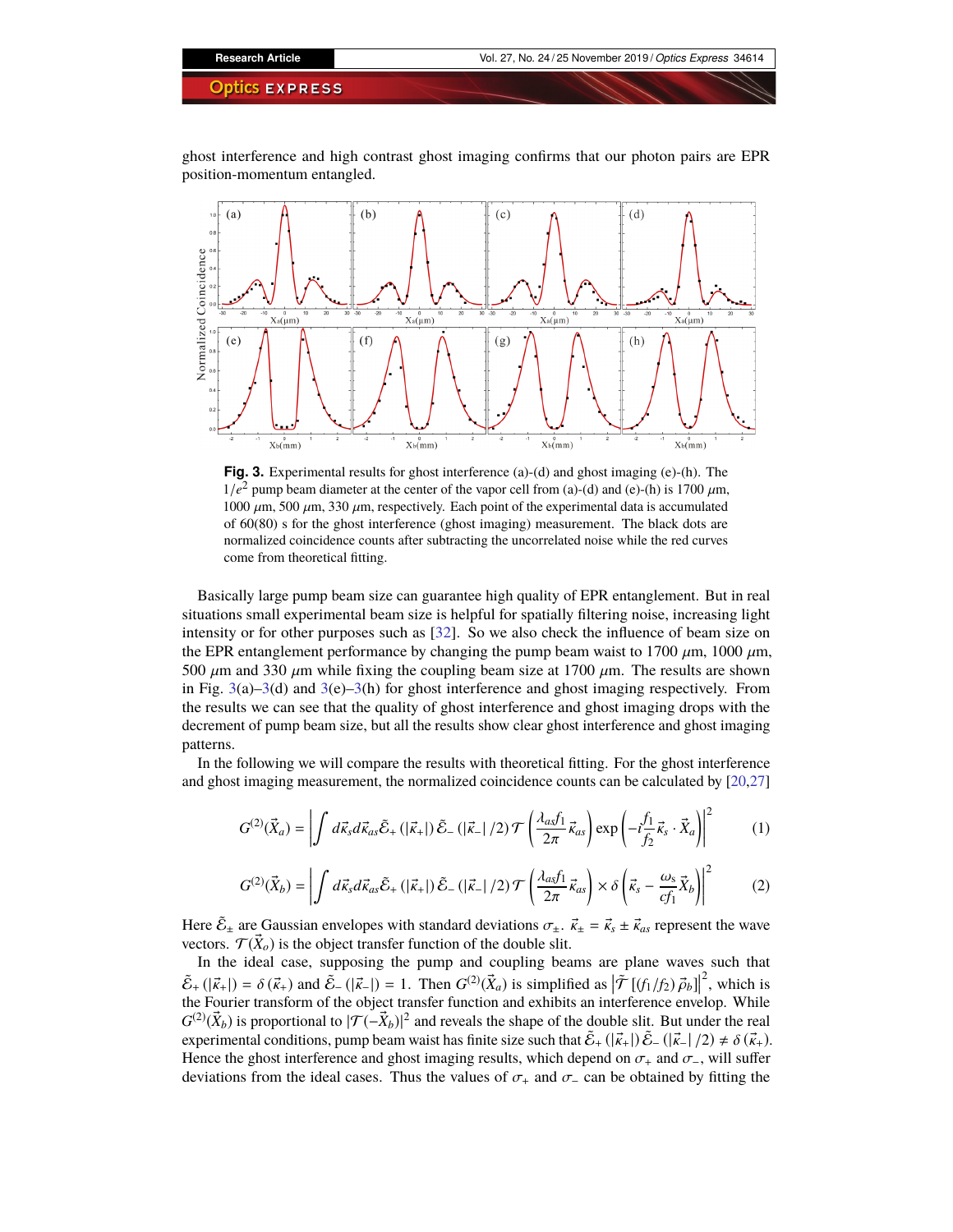ghost interference and high contrast ghost imaging confirms that our photon pairs are EPR position-momentum entangled.

**Fig. 3.** Experimental results for ghost interference (a)-(d) and ghost imaging (e)-(h). The $1/e^2$ pump beam diameter at the center of the vapor cell from (a)-(d) and (e)-(h) is 1700 $\mu$m, 1000 $\mu$m, 500 $\mu$m, 330 $\mu$m, respectively. Each point of the experimental data is accumulated of 60(80) s for the ghost interference (ghost imaging) measurement. The black dots are normalized coincidence counts after subtracting the uncorrelated noise while the red curves come from theoretical fitting.

Basically large pump beam size can guarantee high quality of EPR entanglement. But in real situations small experimental beam size is helpful for spatially filtering noise, increasing light intensity or for other purposes such as [32]. So we also check the influence of beam size on the EPR entanglement performance by changing the pump beam waist to 1700 $\mu$m, 1000 $\mu$m, 500 $\mu$m and 330 $\mu$m while fixing the coupling beam size at 1700 $\mu$m. The results are shown in Fig. 3(a)–3(d) and 3(e)–3(h) for ghost interference and ghost imaging respectively. From the results we can see that the quality of ghost interference and ghost imaging drops with the decrement of pump beam size, but all the results show clear ghost interference and ghost imaging patterns.

In the following we will compare the results with theoretical fitting. For the ghost interference and ghost imaging measurement, the normalized coincidence counts can be calculated by [20,27]

$$G^{(2)}(\vec{X}_a) = \left| \int d\vec{\kappa}_s d\vec{\kappa}_{as} \tilde{\mathcal{E}}_+ (|\vec{\kappa}_+|) \tilde{\mathcal{E}}_- (|\vec{\kappa}_-|/2) \mathcal{T}\left(\frac{\lambda_{as} f_1}{2\pi}\vec{\kappa}_{as}\right) \exp\left(-i\frac{f_1}{f_2}\vec{\kappa}_s \cdot \vec{X}_a\right) \right|^2 \tag{1}$$

$$G^{(2)}(\vec{X}_b) = \left| \int d\vec{\kappa}_s d\vec{\kappa}_{as} \tilde{\mathcal{E}}_+ (|\vec{\kappa}_+|) \tilde{\mathcal{E}}_- (|\vec{\kappa}_-|/2) \mathcal{T}\left(\frac{\lambda_{as} f_1}{2\pi}\vec{\kappa}_{as}\right) \times \delta\left(\vec{\kappa}_s - \frac{\omega_s}{c f_1}\vec{X}_b\right) \right|^2 \tag{2}$$

Here $\tilde{\mathcal{E}}_\pm$ are Gaussian envelopes with standard deviations $\sigma_\pm$. $\vec{\kappa}_\pm = \vec{\kappa}_s \pm \vec{\kappa}_{as}$ represent the wave vectors. $\mathcal{T}(\vec{X}_o)$ is the object transfer function of the double slit.

In the ideal case, supposing the pump and coupling beams are plane waves such that $\tilde{\mathcal{E}}_+ (|\vec{\kappa}_+|) = \delta(\vec{\kappa}_+)$ and $\tilde{\mathcal{E}}_- (|\vec{\kappa}_-|) = 1$. Then $G^{(2)}(\vec{X}_a)$ is simplified as $\left|\tilde{\mathcal{T}}\left[(f_1/f_2)\vec{\rho}_b\right]\right|^2$, which is the Fourier transform of the object transfer function and exhibits an interference envelop. While $G^{(2)}(\vec{X}_b)$ is proportional to $|\mathcal{T}(-\vec{X}_b)|^2$ and reveals the shape of the double slit. But under the real experimental conditions, pump beam waist has finite size such that $\tilde{\mathcal{E}}_+ (|\vec{\kappa}_+|) \tilde{\mathcal{E}}_- (|\vec{\kappa}_-|/2) \neq \delta(\vec{\kappa}_+)$. Hence the ghost interference and ghost imaging results, which depend on $\sigma_+$ and $\sigma_-$, will suffer deviations from the ideal cases. Thus the values of $\sigma_+$ and $\sigma_-$ can be obtained by fitting the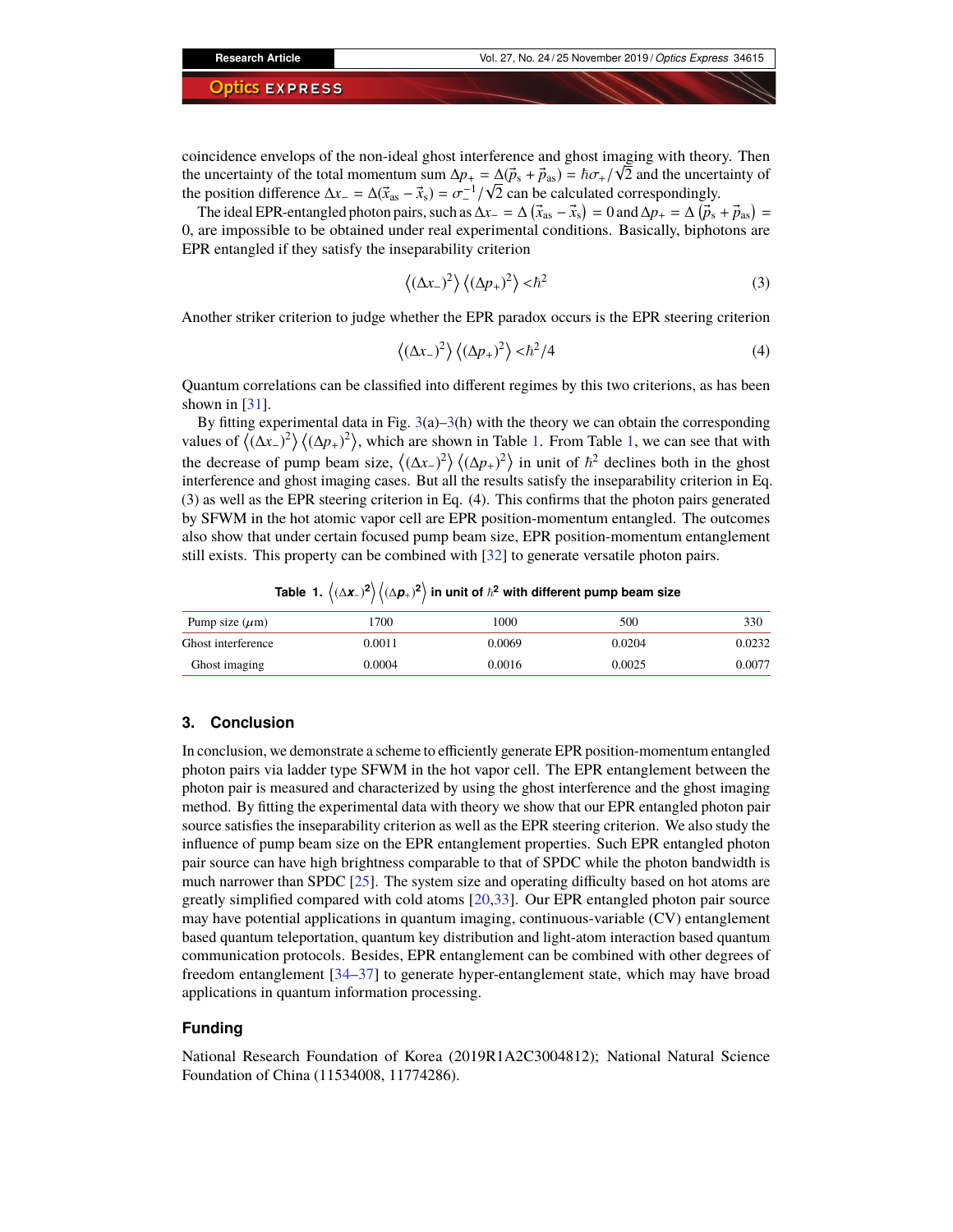coincidence envelops of the non-ideal ghost interference and ghost imaging with theory. Then the uncertainty of the total momentum sum $\Delta p_+ = \Delta(\vec{p}_s + \vec{p}_{as}) = \hbar\sigma_+/\sqrt{2}$ and the uncertainty of the position difference $\Delta x_- = \Delta(\vec{x}_{as} - \vec{x}_s) = \sigma_-^{-1}/\sqrt{2}$ can be calculated correspondingly.

The ideal EPR-entangled photon pairs, such as $\Delta x_- = \Delta\left(\vec{x}_{as} - \vec{x}_s\right) = 0$ and $\Delta p_+ = \Delta\left(\vec{p}_s + \vec{p}_{as}\right) = 0$, are impossible to be obtained under real experimental conditions. Basically, biphotons are EPR entangled if they satisfy the inseparability criterion

$$\left\langle (\Delta x_-)^2 \right\rangle \left\langle (\Delta p_+)^2 \right\rangle < \hbar^2 \tag{3}$$

Another striker criterion to judge whether the EPR paradox occurs is the EPR steering criterion

$$\left\langle (\Delta x_-)^2 \right\rangle \left\langle (\Delta p_+)^2 \right\rangle < \hbar^2/4 \tag{4}$$

Quantum correlations can be classified into different regimes by this two criterions, as has been shown in [31].

By fitting experimental data in Fig. 3(a)–3(h) with the theory we can obtain the corresponding values of $\left\langle (\Delta x_-)^2 \right\rangle \left\langle (\Delta p_+)^2 \right\rangle$, which are shown in Table 1. From Table 1, we can see that with the decrease of pump beam size, $\left\langle (\Delta x_-)^2 \right\rangle \left\langle (\Delta p_+)^2 \right\rangle$ in unit of $\hbar^2$ declines both in the ghost interference and ghost imaging cases. But all the results satisfy the inseparability criterion in Eq. (3) as well as the EPR steering criterion in Eq. (4). This confirms that the photon pairs generated by SFWM in the hot atomic vapor cell are EPR position-momentum entangled. The outcomes also show that under certain focused pump beam size, EPR position-momentum entanglement still exists. This property can be combined with [32] to generate versatile photon pairs.

**Table 1.** $\left\langle (\Delta x_-)^2 \right\rangle \left\langle (\Delta p_+)^2 \right\rangle$ **in unit of $\hbar^2$ with different pump beam size**

| Pump size ($\mu$m) | 1700 | 1000 | 500 | 330 |
|---|---|---|---|---|
| Ghost interference | 0.0011 | 0.0069 | 0.0204 | 0.0232 |
| Ghost imaging | 0.0004 | 0.0016 | 0.0025 | 0.0077 |

## 3. Conclusion

In conclusion, we demonstrate a scheme to efficiently generate EPR position-momentum entangled photon pairs via ladder type SFWM in the hot vapor cell. The EPR entanglement between the photon pair is measured and characterized by using the ghost interference and the ghost imaging method. By fitting the experimental data with theory we show that our EPR entangled photon pair source satisfies the inseparability criterion as well as the EPR steering criterion. We also study the influence of pump beam size on the EPR entanglement properties. Such EPR entangled photon pair source can have high brightness comparable to that of SPDC while the photon bandwidth is much narrower than SPDC [25]. The system size and operating difficulty based on hot atoms are greatly simplified compared with cold atoms [20,33]. Our EPR entangled photon pair source may have potential applications in quantum imaging, continuous-variable (CV) entanglement based quantum teleportation, quantum key distribution and light-atom interaction based quantum communication protocols. Besides, EPR entanglement can be combined with other degrees of freedom entanglement [34–37] to generate hyper-entanglement state, which may have broad applications in quantum information processing.

## Funding

National Research Foundation of Korea (2019R1A2C3004812); National Natural Science Foundation of China (11534008, 11774286).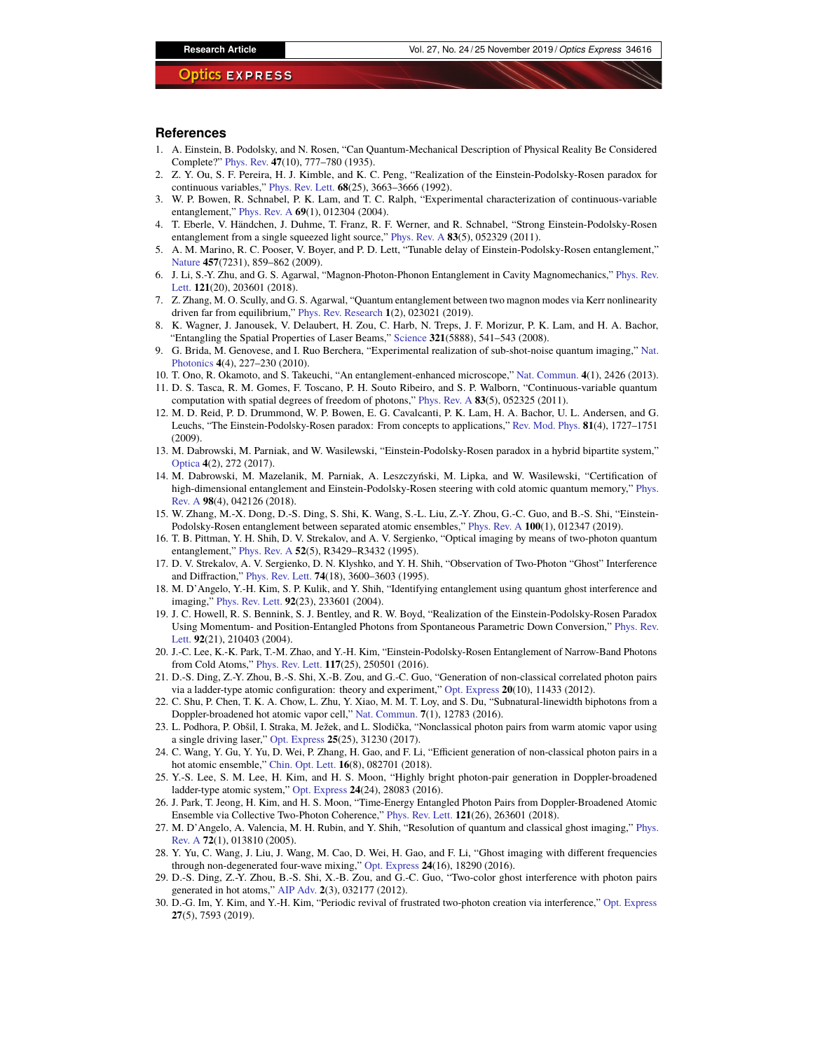## References

1. A. Einstein, B. Podolsky, and N. Rosen, "Can Quantum-Mechanical Description of Physical Reality Be Considered Complete?" Phys. Rev. **47**(10), 777–780 (1935).
2. Z. Y. Ou, S. F. Pereira, H. J. Kimble, and K. C. Peng, "Realization of the Einstein-Podolsky-Rosen paradox for continuous variables," Phys. Rev. Lett. **68**(25), 3663–3666 (1992).
3. W. P. Bowen, R. Schnabel, P. K. Lam, and T. C. Ralph, "Experimental characterization of continuous-variable entanglement," Phys. Rev. A **69**(1), 012304 (2004).
4. T. Eberle, V. Händchen, J. Duhme, T. Franz, R. F. Werner, and R. Schnabel, "Strong Einstein-Podolsky-Rosen entanglement from a single squeezed light source," Phys. Rev. A **83**(5), 052329 (2011).
5. A. M. Marino, R. C. Pooser, V. Boyer, and P. D. Lett, "Tunable delay of Einstein-Podolsky-Rosen entanglement," Nature **457**(7231), 859–862 (2009).
6. J. Li, S.-Y. Zhu, and G. S. Agarwal, "Magnon-Photon-Phonon Entanglement in Cavity Magnomechanics," Phys. Rev. Lett. **121**(20), 203601 (2018).
7. Z. Zhang, M. O. Scully, and G. S. Agarwal, "Quantum entanglement between two magnon modes via Kerr nonlinearity driven far from equilibrium," Phys. Rev. Research **1**(2), 023021 (2019).
8. K. Wagner, J. Janousek, V. Delaubert, H. Zou, C. Harb, N. Treps, J. F. Morizur, P. K. Lam, and H. A. Bachor, "Entangling the Spatial Properties of Laser Beams," Science **321**(5888), 541–543 (2008).
9. G. Brida, M. Genovese, and I. Ruo Berchera, "Experimental realization of sub-shot-noise quantum imaging," Nat. Photonics **4**(4), 227–230 (2010).
10. T. Ono, R. Okamoto, and S. Takeuchi, "An entanglement-enhanced microscope," Nat. Commun. **4**(1), 2426 (2013).
11. D. S. Tasca, R. M. Gomes, F. Toscano, P. H. Souto Ribeiro, and S. P. Walborn, "Continuous-variable quantum computation with spatial degrees of freedom of photons," Phys. Rev. A **83**(5), 052325 (2011).
12. M. D. Reid, P. D. Drummond, W. P. Bowen, E. G. Cavalcanti, P. K. Lam, H. A. Bachor, U. L. Andersen, and G. Leuchs, "The Einstein-Podolsky-Rosen paradox: From concepts to applications," Rev. Mod. Phys. **81**(4), 1727–1751 (2009).
13. M. Dabrowski, M. Parniak, and W. Wasilewski, "Einstein-Podolsky-Rosen paradox in a hybrid bipartite system," Optica **4**(2), 272 (2017).
14. M. Dabrowski, M. Mazelanik, M. Parniak, A. Leszczyński, M. Lipka, and W. Wasilewski, "Certification of high-dimensional entanglement and Einstein-Podolsky-Rosen steering with cold atomic quantum memory," Phys. Rev. A **98**(4), 042126 (2018).
15. W. Zhang, M.-X. Dong, D.-S. Ding, S. Shi, K. Wang, S.-L. Liu, Z.-Y. Zhou, G.-C. Guo, and B.-S. Shi, "Einstein-Podolsky-Rosen entanglement between separated atomic ensembles," Phys. Rev. A **100**(1), 012347 (2019).
16. T. B. Pittman, Y. H. Shih, D. V. Strekalov, and A. V. Sergienko, "Optical imaging by means of two-photon quantum entanglement," Phys. Rev. A **52**(5), R3429–R3432 (1995).
17. D. V. Strekalov, A. V. Sergienko, D. N. Klyshko, and Y. H. Shih, "Observation of Two-Photon "Ghost" Interference and Diffraction," Phys. Rev. Lett. **74**(18), 3600–3603 (1995).
18. M. D'Angelo, Y.-H. Kim, S. P. Kulik, and Y. Shih, "Identifying entanglement using quantum ghost interference and imaging," Phys. Rev. Lett. **92**(23), 233601 (2004).
19. J. C. Howell, R. S. Bennink, S. J. Bentley, and R. W. Boyd, "Realization of the Einstein-Podolsky-Rosen Paradox Using Momentum- and Position-Entangled Photons from Spontaneous Parametric Down Conversion," Phys. Rev. Lett. **92**(21), 210403 (2004).
20. J.-C. Lee, K.-K. Park, T.-M. Zhao, and Y.-H. Kim, "Einstein-Podolsky-Rosen Entanglement of Narrow-Band Photons from Cold Atoms," Phys. Rev. Lett. **117**(25), 250501 (2016).
21. D.-S. Ding, Z.-Y. Zhou, B.-S. Shi, X.-B. Zou, and G.-C. Guo, "Generation of non-classical correlated photon pairs via a ladder-type atomic configuration: theory and experiment," Opt. Express **20**(10), 11433 (2012).
22. C. Shu, P. Chen, T. K. A. Chow, L. Zhu, Y. Xiao, M. M. T. Loy, and S. Du, "Subnatural-linewidth biphotons from a Doppler-broadened hot atomic vapor cell," Nat. Commun. **7**(1), 12783 (2016).
23. L. Podhora, P. Obšil, I. Straka, M. Ježek, and L. Slodička, "Nonclassical photon pairs from warm atomic vapor using a single driving laser," Opt. Express **25**(25), 31230 (2017).
24. C. Wang, Y. Gu, Y. Yu, D. Wei, P. Zhang, H. Gao, and F. Li, "Efficient generation of non-classical photon pairs in a hot atomic ensemble," Chin. Opt. Lett. **16**(8), 082701 (2018).
25. Y.-S. Lee, S. M. Lee, H. Kim, and H. S. Moon, "Highly bright photon-pair generation in Doppler-broadened ladder-type atomic system," Opt. Express **24**(24), 28083 (2016).
26. J. Park, T. Jeong, H. Kim, and H. S. Moon, "Time-Energy Entangled Photon Pairs from Doppler-Broadened Atomic Ensemble via Collective Two-Photon Coherence," Phys. Rev. Lett. **121**(26), 263601 (2018).
27. M. D'Angelo, A. Valencia, M. H. Rubin, and Y. Shih, "Resolution of quantum and classical ghost imaging," Phys. Rev. A **72**(1), 013810 (2005).
28. Y. Yu, C. Wang, J. Liu, J. Wang, M. Cao, D. Wei, H. Gao, and F. Li, "Ghost imaging with different frequencies through non-degenerated four-wave mixing," Opt. Express **24**(16), 18290 (2016).
29. D.-S. Ding, Z.-Y. Zhou, B.-S. Shi, X.-B. Zou, and G.-C. Guo, "Two-color ghost interference with photon pairs generated in hot atoms," AIP Adv. **2**(3), 032177 (2012).
30. D.-G. Im, Y. Kim, and Y.-H. Kim, "Periodic revival of frustrated two-photon creation via interference," Opt. Express **27**(5), 7593 (2019).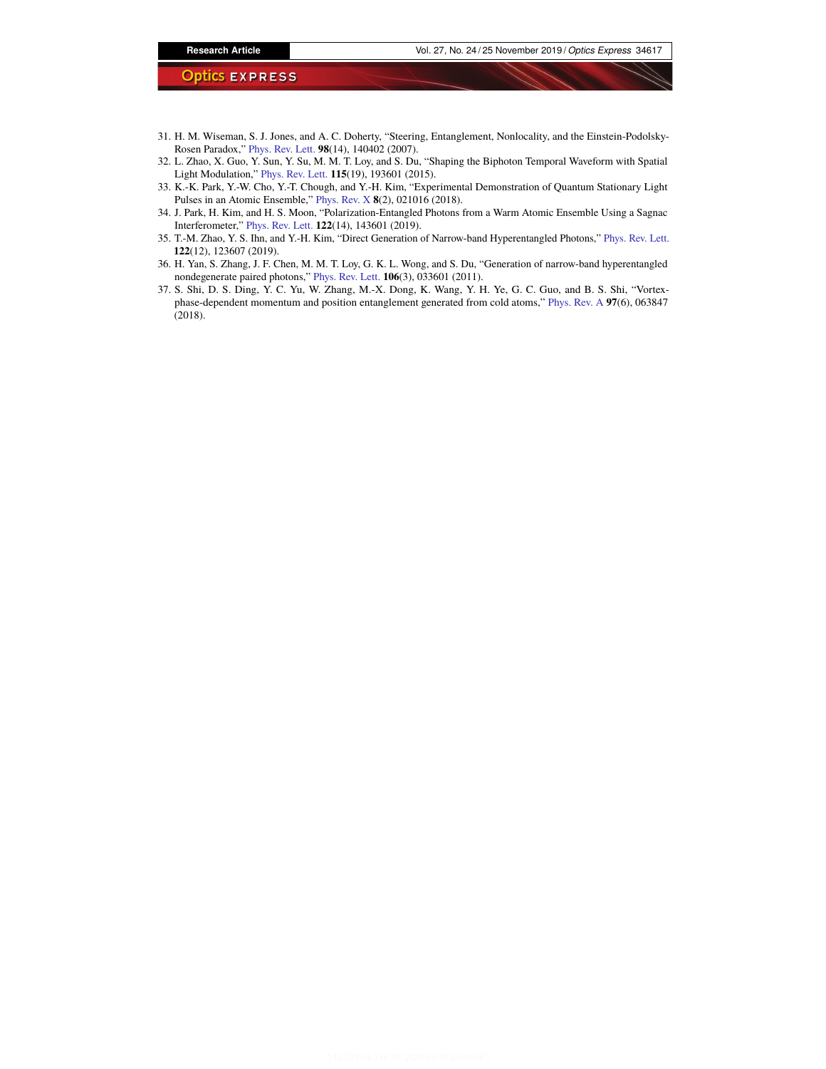31. H. M. Wiseman, S. J. Jones, and A. C. Doherty, "Steering, Entanglement, Nonlocality, and the Einstein-Podolsky-Rosen Paradox," Phys. Rev. Lett. **98**(14), 140402 (2007).
32. L. Zhao, X. Guo, Y. Sun, Y. Su, M. M. T. Loy, and S. Du, "Shaping the Biphoton Temporal Waveform with Spatial Light Modulation," Phys. Rev. Lett. **115**(19), 193601 (2015).
33. K.-K. Park, Y.-W. Cho, Y.-T. Chough, and Y.-H. Kim, "Experimental Demonstration of Quantum Stationary Light Pulses in an Atomic Ensemble," Phys. Rev. X **8**(2), 021016 (2018).
34. J. Park, H. Kim, and H. S. Moon, "Polarization-Entangled Photons from a Warm Atomic Ensemble Using a Sagnac Interferometer," Phys. Rev. Lett. **122**(14), 143601 (2019).
35. T.-M. Zhao, Y. S. Ihn, and Y.-H. Kim, "Direct Generation of Narrow-band Hyperentangled Photons," Phys. Rev. Lett. **122**(12), 123607 (2019).
36. H. Yan, S. Zhang, J. F. Chen, M. M. T. Loy, G. K. L. Wong, and S. Du, "Generation of narrow-band hyperentangled nondegenerate paired photons," Phys. Rev. Lett. **106**(3), 033601 (2011).
37. S. Shi, D. S. Ding, Y. C. Yu, W. Zhang, M.-X. Dong, K. Wang, Y. H. Ye, G. C. Guo, and B. S. Shi, "Vortex-phase-dependent momentum and position entanglement generated from cold atoms," Phys. Rev. A **97**(6), 063847 (2018).